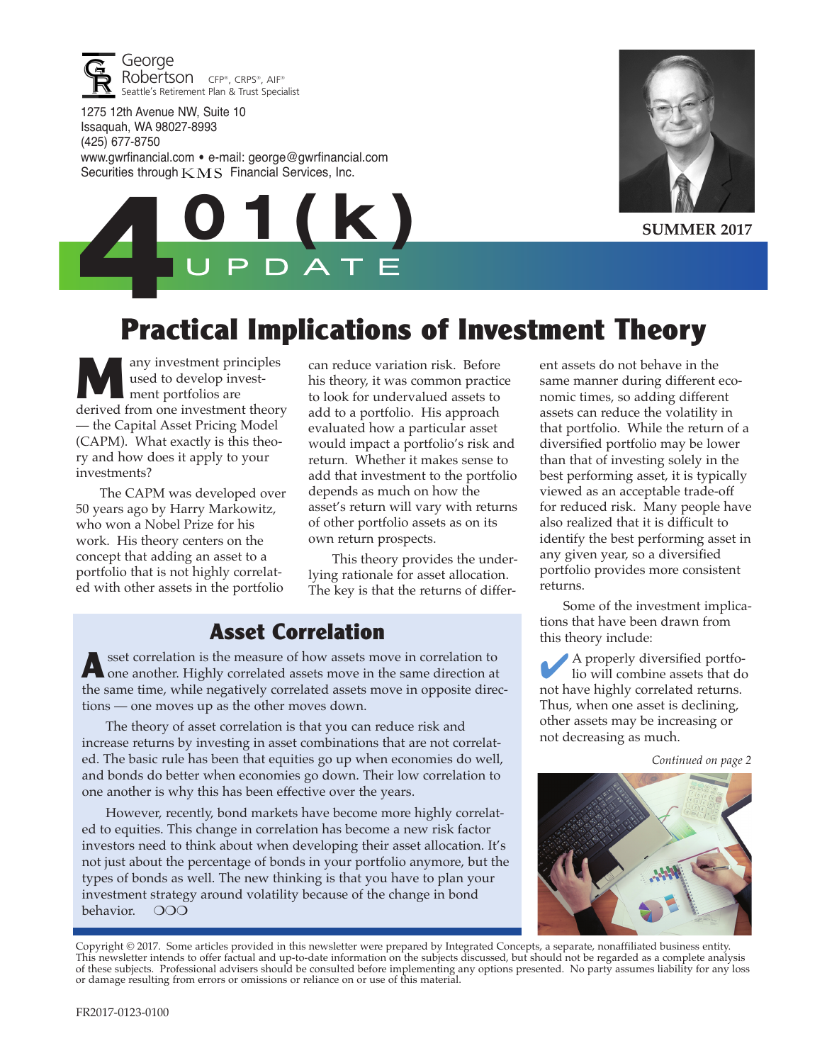George Robertson CFP®, CRPS®, AIF®
Seattle's Retirement Plan & Trust Specialist

1275 12th Avenue NW, Suite 10
Issaquah, WA 98027-8993
(425) 677-8750
www.gwrfinancial.com • e-mail: george@gwrfinancial.com
Securities through KMS Financial Services, Inc.

# 401(k) UPDATE

**SUMMER 2017**

## Practical Implications of Investment Theory

Many investment principles used to develop investment portfolios are derived from one investment theory — the Capital Asset Pricing Model (CAPM). What exactly is this theory and how does it apply to your investments?

The CAPM was developed over 50 years ago by Harry Markowitz, who won a Nobel Prize for his work. His theory centers on the concept that adding an asset to a portfolio that is not highly correlated with other assets in the portfolio can reduce variation risk. Before his theory, it was common practice to look for undervalued assets to add to a portfolio. His approach evaluated how a particular asset would impact a portfolio's risk and return. Whether it makes sense to add that investment to the portfolio depends as much on how the asset's return will vary with returns of other portfolio assets as on its own return prospects.

This theory provides the underlying rationale for asset allocation. The key is that the returns of different assets do not behave in the same manner during different economic times, so adding different assets can reduce the volatility in that portfolio. While the return of a diversified portfolio may be lower than that of investing solely in the best performing asset, it is typically viewed as an acceptable trade-off for reduced risk. Many people have also realized that it is difficult to identify the best performing asset in any given year, so a diversified portfolio provides more consistent returns.

Some of the investment implications that have been drawn from this theory include:

✔ A properly diversified portfolio will combine assets that do not have highly correlated returns. Thus, when one asset is declining, other assets may be increasing or not decreasing as much.

*Continued on page 2*

### Asset Correlation

Asset correlation is the measure of how assets move in correlation to one another. Highly correlated assets move in the same direction at the same time, while negatively correlated assets move in opposite directions — one moves up as the other moves down.

The theory of asset correlation is that you can reduce risk and increase returns by investing in asset combinations that are not correlated. The basic rule has been that equities go up when economies do well, and bonds do better when economies go down. Their low correlation to one another is why this has been effective over the years.

However, recently, bond markets have become more highly correlated to equities. This change in correlation has become a new risk factor investors need to think about when developing their asset allocation. It's not just about the percentage of bonds in your portfolio anymore, but the types of bonds as well. The new thinking is that you have to plan your investment strategy around volatility because of the change in bond behavior. ❍❍❍

Copyright © 2017. Some articles provided in this newsletter were prepared by Integrated Concepts, a separate, nonaffiliated business entity. This newsletter intends to offer factual and up-to-date information on the subjects discussed, but should not be regarded as a complete analysis of these subjects. Professional advisers should be consulted before implementing any options presented. No party assumes liability for any loss or damage resulting from errors or omissions or reliance on or use of this material.

FR2017-0123-0100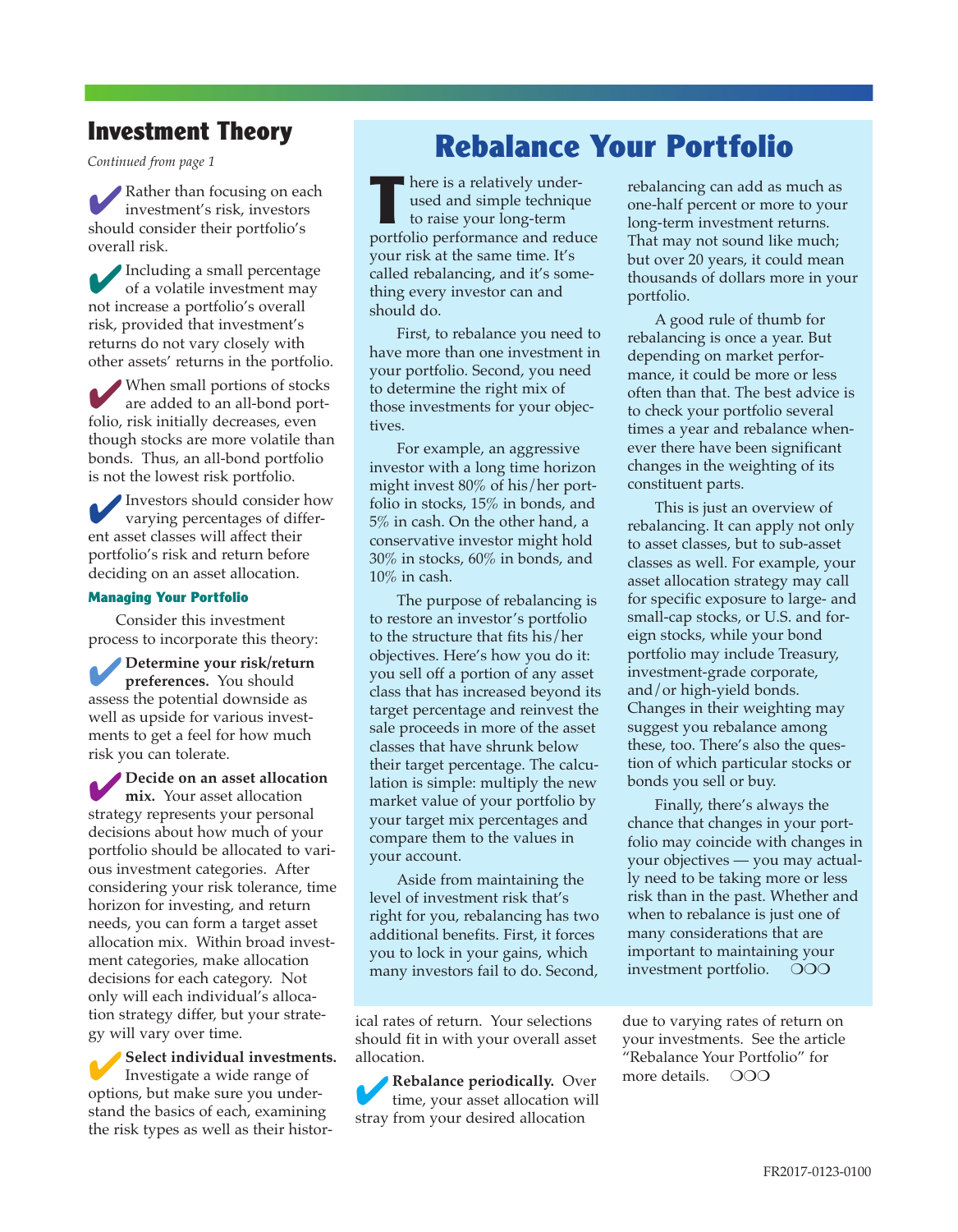## Investment Theory

*Continued from page 1*

- Rather than focusing on each investment's risk, investors should consider their portfolio's overall risk.
- Including a small percentage of a volatile investment may not increase a portfolio's overall risk, provided that investment's returns do not vary closely with other assets' returns in the portfolio.
- When small portions of stocks are added to an all-bond portfolio, risk initially decreases, even though stocks are more volatile than bonds. Thus, an all-bond portfolio is not the lowest risk portfolio.
- Investors should consider how varying percentages of different asset classes will affect their portfolio's risk and return before deciding on an asset allocation.

### Managing Your Portfolio

Consider this investment process to incorporate this theory:

- **Determine your risk/return preferences.** You should assess the potential downside as well as upside for various investments to get a feel for how much risk you can tolerate.
- **Decide on an asset allocation mix.** Your asset allocation strategy represents your personal decisions about how much of your portfolio should be allocated to various investment categories. After considering your risk tolerance, time horizon for investing, and return needs, you can form a target allocation mix. Within broad investment categories, make allocation decisions for each category. Not only will each individual's allocation strategy differ, but your strategy will vary over time.
- **Select individual investments.** Investigate a wide range of options, but make sure you understand the basics of each, examining the risk types as well as their historical rates of return. Your selections should fit in with your overall asset allocation.
- **Rebalance periodically.** Over time, your asset allocation will stray from your desired allocation due to varying rates of return on your investments. See the article "Rebalance Your Portfolio" for more details. ❍❍❍

## Rebalance Your Portfolio

There is a relatively underused and simple technique to raise your long-term portfolio performance and reduce your risk at the same time. It's called rebalancing, and it's something every investor can and should do.

First, to rebalance you need to have more than one investment in your portfolio. Second, you need to determine the right mix of those investments for your objectives.

For example, an aggressive investor with a long time horizon might invest 80% of his/her portfolio in stocks, 15% in bonds, and 5% in cash. On the other hand, a conservative investor might hold 30% in stocks, 60% in bonds, and 10% in cash.

The purpose of rebalancing is to restore an investor's portfolio to the structure that fits his/her objectives. Here's how you do it: you sell off a portion of any asset class that has increased beyond its target percentage and reinvest the sale proceeds in more of the asset classes that have shrunk below their target percentage. The calculation is simple: multiply the new market value of your portfolio by your target mix percentages and compare them to the values in your account.

Aside from maintaining the level of investment risk that's right for you, rebalancing has two additional benefits. First, it forces you to lock in your gains, which many investors fail to do. Second, rebalancing can add as much as one-half percent or more to your long-term investment returns. That may not sound like much; but over 20 years, it could mean thousands of dollars more in your portfolio.

A good rule of thumb for rebalancing is once a year. But depending on market performance, it could be more or less often than that. The best advice is to check your portfolio several times a year and rebalance whenever there have been significant changes in the weighting of its constituent parts.

This is just an overview of rebalancing. It can apply not only to asset classes, but to sub-asset classes as well. For example, your asset allocation strategy may call for specific exposure to large- and small-cap stocks, or U.S. and foreign stocks, while your bond portfolio may include Treasury, investment-grade corporate, and/or high-yield bonds. Changes in their weighting may suggest you rebalance among these, too. There's also the question of which particular stocks or bonds you sell or buy.

Finally, there's always the chance that changes in your portfolio may coincide with changes in your objectives — you may actually need to be taking more or less risk than in the past. Whether and when to rebalance is just one of many considerations that are important to maintaining your investment portfolio. ❍❍❍

FR2017-0123-0100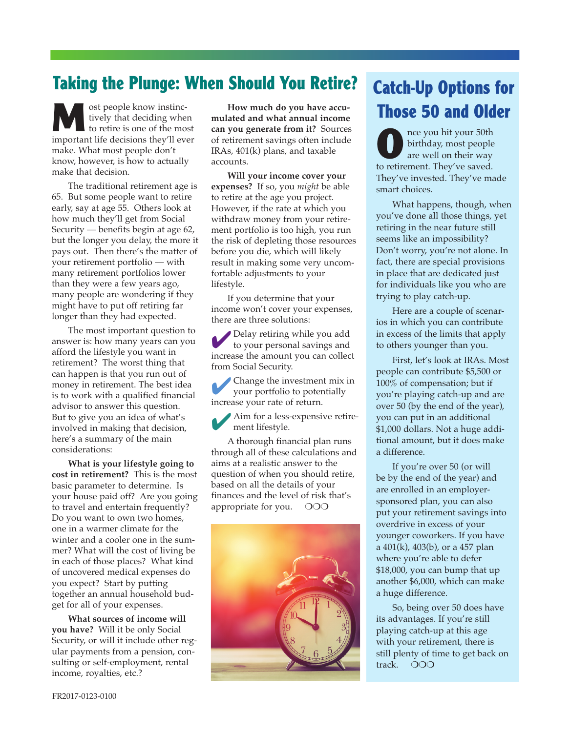# Taking the Plunge: When Should You Retire?

Most people know instinctively that deciding when to retire is one of the most important life decisions they'll ever make. What most people don't know, however, is how to actually make that decision.

The traditional retirement age is 65. But some people want to retire early, say at age 55. Others look at how much they'll get from Social Security — benefits begin at age 62, but the longer you delay, the more it pays out. Then there's the matter of your retirement portfolio — with many retirement portfolios lower than they were a few years ago, many people are wondering if they might have to put off retiring far longer than they had expected.

The most important question to answer is: how many years can you afford the lifestyle you want in retirement? The worst thing that can happen is that you run out of money in retirement. The best idea is to work with a qualified financial advisor to answer this question. But to give you an idea of what's involved in making that decision, here's a summary of the main considerations:

**What is your lifestyle going to cost in retirement?** This is the most basic parameter to determine. Is your house paid off? Are you going to travel and entertain frequently? Do you want to own two homes, one in a warmer climate for the winter and a cooler one in the summer? What will the cost of living be in each of those places? What kind of uncovered medical expenses do you expect? Start by putting together an annual household budget for all of your expenses.

**What sources of income will you have?** Will it be only Social Security, or will it include other regular payments from a pension, consulting or self-employment, rental income, royalties, etc.?

**How much do you have accumulated and what annual income can you generate from it?** Sources of retirement savings often include IRAs, 401(k) plans, and taxable accounts.

**Will your income cover your expenses?** If so, you *might* be able to retire at the age you project. However, if the rate at which you withdraw money from your retirement portfolio is too high, you run the risk of depleting those resources before you die, which will likely result in making some very uncomfortable adjustments to your lifestyle.

If you determine that your income won't cover your expenses, there are three solutions:

- ✔ Delay retiring while you add to your personal savings and increase the amount you can collect from Social Security.
- ✔ Change the investment mix in your portfolio to potentially increase your rate of return.
- ✔ Aim for a less-expensive retirement lifestyle.

A thorough financial plan runs through all of these calculations and aims at a realistic answer to the question of when you should retire, based on all the details of your finances and the level of risk that's appropriate for you. ❍❍❍

# Catch-Up Options for Those 50 and Older

Once you hit your 50th birthday, most people are well on their way to retirement. They've saved. They've invested. They've made smart choices.

What happens, though, when you've done all those things, yet retiring in the near future still seems like an impossibility? Don't worry, you're not alone. In fact, there are special provisions in place that are dedicated just for individuals like you who are trying to play catch-up.

Here are a couple of scenarios in which you can contribute in excess of the limits that apply to others younger than you.

First, let's look at IRAs. Most people can contribute $5,500 or 100% of compensation; but if you're playing catch-up and are over 50 (by the end of the year), you can put in an additional $1,000 dollars. Not a huge additional amount, but it does make a difference.

If you're over 50 (or will be by the end of the year) and are enrolled in an employer-sponsored plan, you can also put your retirement savings into overdrive in excess of your younger coworkers. If you have a 401(k), 403(b), or a 457 plan where you're able to defer $18,000, you can bump that up another $6,000, which can make a huge difference.

So, being over 50 does have its advantages. If you're still playing catch-up at this age with your retirement, there is still plenty of time to get back on track. ❍❍❍

FR2017-0123-0100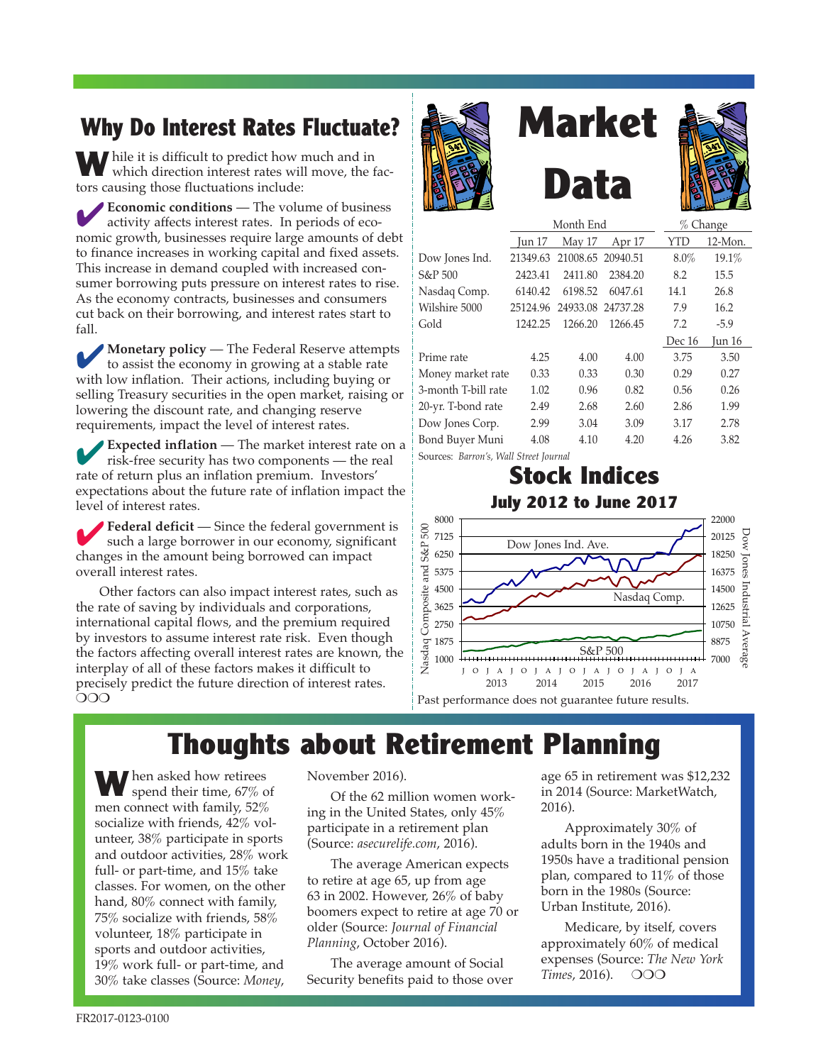## Why Do Interest Rates Fluctuate?

While it is difficult to predict how much and in which direction interest rates will move, the factors causing those fluctuations include:

✔ **Economic conditions** — The volume of business activity affects interest rates. In periods of economic growth, businesses require large amounts of debt to finance increases in working capital and fixed assets. This increase in demand coupled with increased consumer borrowing puts pressure on interest rates to rise. As the economy contracts, businesses and consumers cut back on their borrowing, and interest rates start to fall.

✔ **Monetary policy** — The Federal Reserve attempts to assist the economy in growing at a stable rate with low inflation. Their actions, including buying or selling Treasury securities in the open market, raising or lowering the discount rate, and changing reserve requirements, impact the level of interest rates.

✔ **Expected inflation** — The market interest rate on a risk-free security has two components — the real rate of return plus an inflation premium. Investors' expectations about the future rate of inflation impact the level of interest rates.

✔ **Federal deficit** — Since the federal government is such a large borrower in our economy, significant changes in the amount being borrowed can impact overall interest rates.

Other factors can also impact interest rates, such as the rate of saving by individuals and corporations, international capital flows, and the premium required by investors to assume interest rate risk. Even though the factors affecting overall interest rates are known, the interplay of all of these factors makes it difficult to precisely predict the future direction of interest rates. ❍❍❍

## Market Data

| | Month End | | | % Change | |
|---|---|---|---|---|---|
| | Jun 17 | May 17 | Apr 17 | YTD | 12-Mon. |
| Dow Jones Ind. | 21349.63 | 21008.65 | 20940.51 | 8.0% | 19.1% |
| S&P 500 | 2423.41 | 2411.80 | 2384.20 | 8.2 | 15.5 |
| Nasdaq Comp. | 6140.42 | 6198.52 | 6047.61 | 14.1 | 26.8 |
| Wilshire 5000 | 25124.96 | 24933.08 | 24737.28 | 7.9 | 16.2 |
| Gold | 1242.25 | 1266.20 | 1266.45 | 7.2 | -5.9 |
| | | | | Dec 16 | Jun 16 |
| Prime rate | 4.25 | 4.00 | 4.00 | 3.75 | 3.50 |
| Money market rate | 0.33 | 0.33 | 0.30 | 0.29 | 0.27 |
| 3-month T-bill rate | 1.02 | 0.96 | 0.82 | 0.56 | 0.26 |
| 20-yr. T-bond rate | 2.49 | 2.68 | 2.60 | 2.86 | 1.99 |
| Dow Jones Corp. | 2.99 | 3.04 | 3.09 | 3.17 | 2.78 |
| Bond Buyer Muni | 4.08 | 4.10 | 4.20 | 4.26 | 3.82 |

Sources: *Barron's, Wall Street Journal*

## Stock Indices

### July 2012 to June 2017

Nasdaq Composite and S&P 500
8000
7125
6250
5375
4500
3625
2750
1875
1000

Dow Jones Industrial Average
22000
20125
18250
16375
14500
12625
10750
8875
7000

Dow Jones Ind. Ave.
Nasdaq Comp.
S&P 500

J O J A J O J A J O J A J O J A J O J A
2013 2014 2015 2016 2017

Past performance does not guarantee future results.

## Thoughts about Retirement Planning

When asked how retirees spend their time, 67% of men connect with family, 52% socialize with friends, 42% volunteer, 38% participate in sports and outdoor activities, 28% work full- or part-time, and 15% take classes. For women, on the other hand, 80% connect with family, 75% socialize with friends, 58% volunteer, 18% participate in sports and outdoor activities, 19% work full- or part-time, and 30% take classes (Source: *Money*, November 2016).

Of the 62 million women working in the United States, only 45% participate in a retirement plan (Source: *asecurelife.com*, 2016).

The average American expects to retire at age 65, up from age 63 in 2002. However, 26% of baby boomers expect to retire at age 70 or older (Source: *Journal of Financial Planning*, October 2016).

The average amount of Social Security benefits paid to those over age 65 in retirement was $12,232 in 2014 (Source: MarketWatch, 2016).

Approximately 30% of adults born in the 1940s and 1950s have a traditional pension plan, compared to 11% of those born in the 1980s (Source: Urban Institute, 2016).

Medicare, by itself, covers approximately 60% of medical expenses (Source: *The New York Times*, 2016). ❍❍❍

FR2017-0123-0100